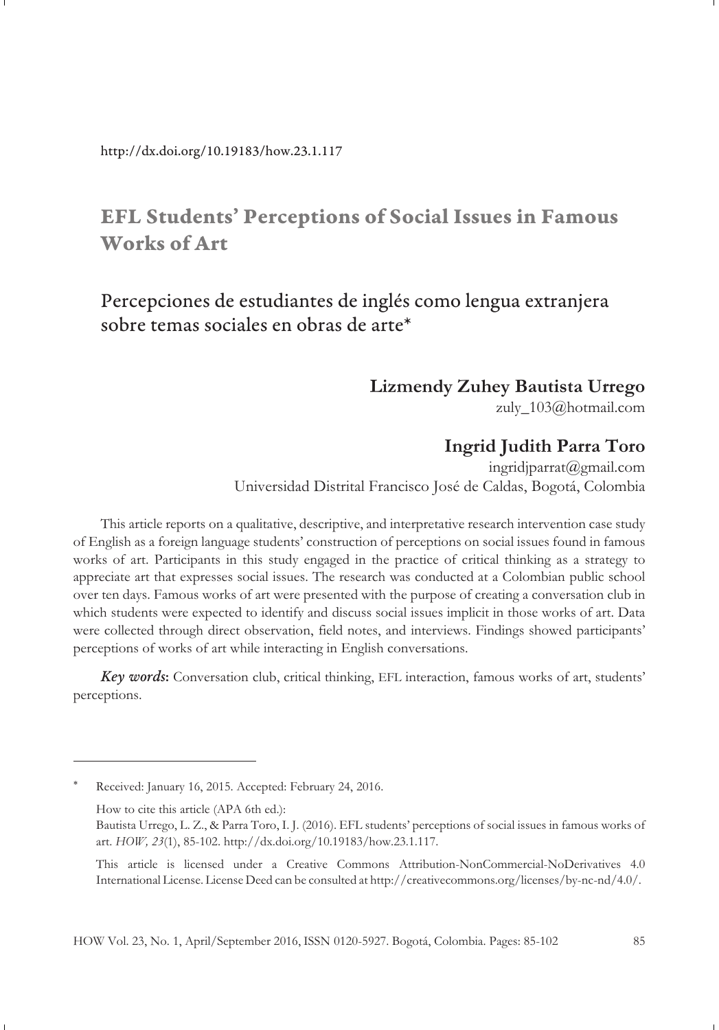http://dx.doi.org/10.19183/how.23.1.117

# EFL Students' Perceptions of Social Issues in Famous Works of Art

## Percepciones de estudiantes de inglés como lengua extranjera sobre temas sociales en obras de arte*

**Lizmendy Zuhey Bautista Urrego**
zuly_103@hotmail.com

**Ingrid Judith Parra Toro**
ingridjparrat@gmail.com
Universidad Distrital Francisco José de Caldas, Bogotá, Colombia

This article reports on a qualitative, descriptive, and interpretative research intervention case study of English as a foreign language students' construction of perceptions on social issues found in famous works of art. Participants in this study engaged in the practice of critical thinking as a strategy to appreciate art that expresses social issues. The research was conducted at a Colombian public school over ten days. Famous works of art were presented with the purpose of creating a conversation club in which students were expected to identify and discuss social issues implicit in those works of art. Data were collected through direct observation, field notes, and interviews. Findings showed participants' perceptions of works of art while interacting in English conversations.

***Key words*:** Conversation club, critical thinking, EFL interaction, famous works of art, students' perceptions.

---

\* Received: January 16, 2015. Accepted: February 24, 2016.

How to cite this article (APA 6th ed.):
Bautista Urrego, L. Z., & Parra Toro, I. J. (2016). EFL students' perceptions of social issues in famous works of art. *HOW, 23*(1), 85-102. http://dx.doi.org/10.19183/how.23.1.117.

This article is licensed under a Creative Commons Attribution-NonCommercial-NoDerivatives 4.0 International License. License Deed can be consulted at http://creativecommons.org/licenses/by-nc-nd/4.0/.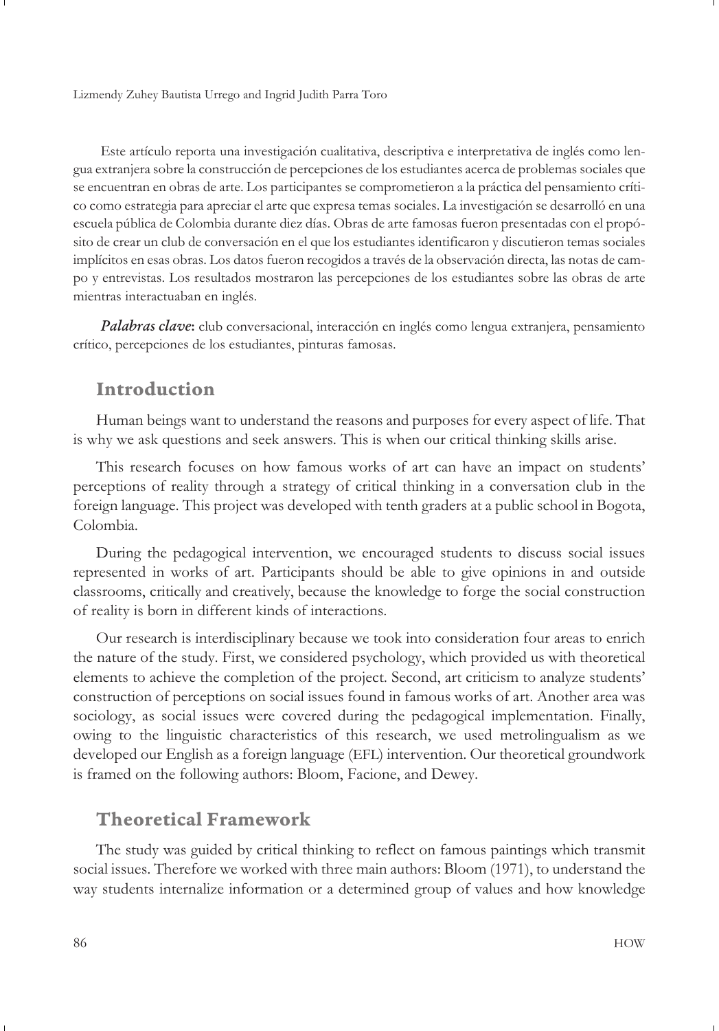Este artículo reporta una investigación cualitativa, descriptiva e interpretativa de inglés como lengua extranjera sobre la construcción de percepciones de los estudiantes acerca de problemas sociales que se encuentran en obras de arte. Los participantes se comprometieron a la práctica del pensamiento crítico como estrategia para apreciar el arte que expresa temas sociales. La investigación se desarrolló en una escuela pública de Colombia durante diez días. Obras de arte famosas fueron presentadas con el propósito de crear un club de conversación en el que los estudiantes identificaron y discutieron temas sociales implícitos en esas obras. Los datos fueron recogidos a través de la observación directa, las notas de campo y entrevistas. Los resultados mostraron las percepciones de los estudiantes sobre las obras de arte mientras interactuaban en inglés.

***Palabras clave*:** club conversacional, interacción en inglés como lengua extranjera, pensamiento crítico, percepciones de los estudiantes, pinturas famosas.

## Introduction

Human beings want to understand the reasons and purposes for every aspect of life. That is why we ask questions and seek answers. This is when our critical thinking skills arise.

This research focuses on how famous works of art can have an impact on students' perceptions of reality through a strategy of critical thinking in a conversation club in the foreign language. This project was developed with tenth graders at a public school in Bogota, Colombia.

During the pedagogical intervention, we encouraged students to discuss social issues represented in works of art. Participants should be able to give opinions in and outside classrooms, critically and creatively, because the knowledge to forge the social construction of reality is born in different kinds of interactions.

Our research is interdisciplinary because we took into consideration four areas to enrich the nature of the study. First, we considered psychology, which provided us with theoretical elements to achieve the completion of the project. Second, art criticism to analyze students' construction of perceptions on social issues found in famous works of art. Another area was sociology, as social issues were covered during the pedagogical implementation. Finally, owing to the linguistic characteristics of this research, we used metrolingualism as we developed our English as a foreign language (EFL) intervention. Our theoretical groundwork is framed on the following authors: Bloom, Facione, and Dewey.

## Theoretical Framework

The study was guided by critical thinking to reflect on famous paintings which transmit social issues. Therefore we worked with three main authors: Bloom (1971), to understand the way students internalize information or a determined group of values and how knowledge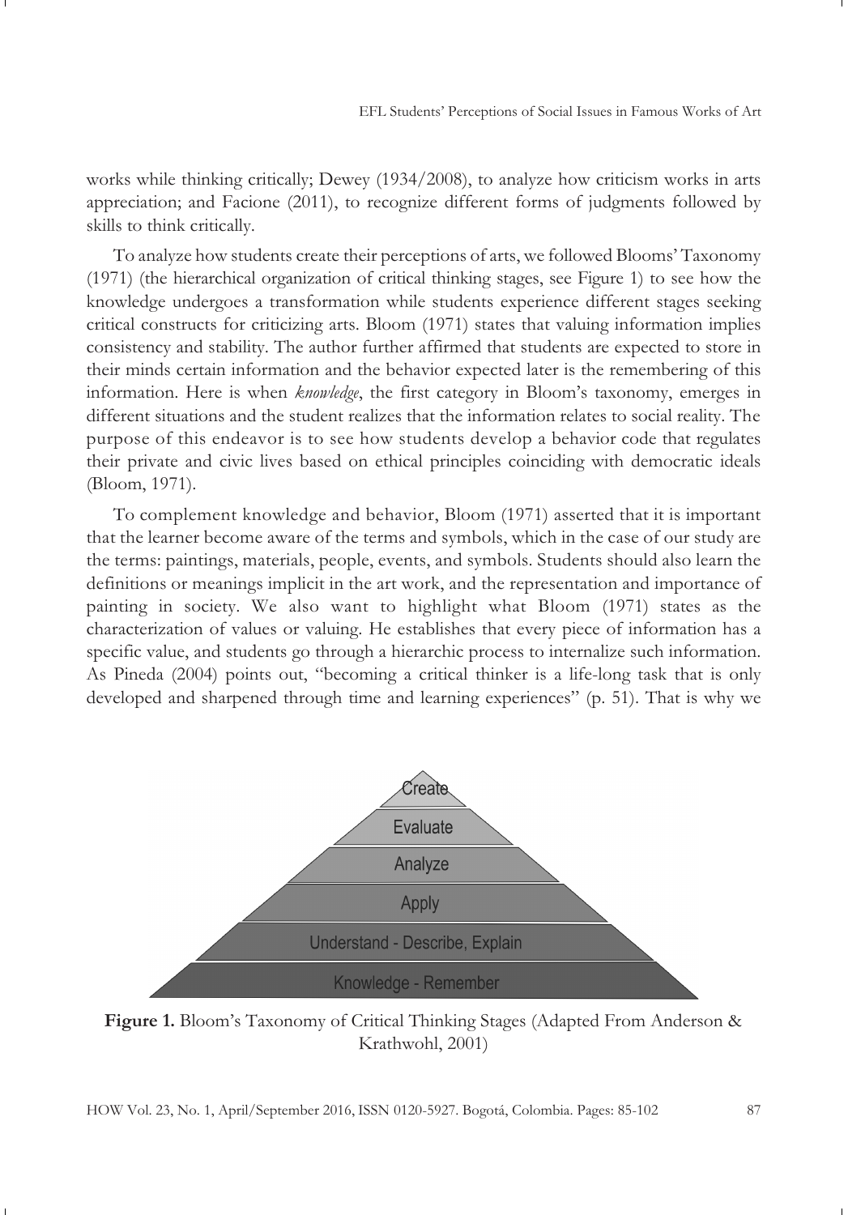works while thinking critically; Dewey (1934/2008), to analyze how criticism works in arts appreciation; and Facione (2011), to recognize different forms of judgments followed by skills to think critically.

To analyze how students create their perceptions of arts, we followed Blooms' Taxonomy (1971) (the hierarchical organization of critical thinking stages, see Figure 1) to see how the knowledge undergoes a transformation while students experience different stages seeking critical constructs for criticizing arts. Bloom (1971) states that valuing information implies consistency and stability. The author further affirmed that students are expected to store in their minds certain information and the behavior expected later is the remembering of this information. Here is when *knowledge*, the first category in Bloom's taxonomy, emerges in different situations and the student realizes that the information relates to social reality. The purpose of this endeavor is to see how students develop a behavior code that regulates their private and civic lives based on ethical principles coinciding with democratic ideals (Bloom, 1971).

To complement knowledge and behavior, Bloom (1971) asserted that it is important that the learner become aware of the terms and symbols, which in the case of our study are the terms: paintings, materials, people, events, and symbols. Students should also learn the definitions or meanings implicit in the art work, and the representation and importance of painting in society. We also want to highlight what Bloom (1971) states as the characterization of values or valuing. He establishes that every piece of information has a specific value, and students go through a hierarchic process to internalize such information. As Pineda (2004) points out, "becoming a critical thinker is a life-long task that is only developed and sharpened through time and learning experiences" (p. 51). That is why we

Create
Evaluate
Analyze
Apply
Understand - Describe, Explain
Knowledge - Remember

**Figure 1.** Bloom's Taxonomy of Critical Thinking Stages (Adapted From Anderson & Krathwohl, 2001)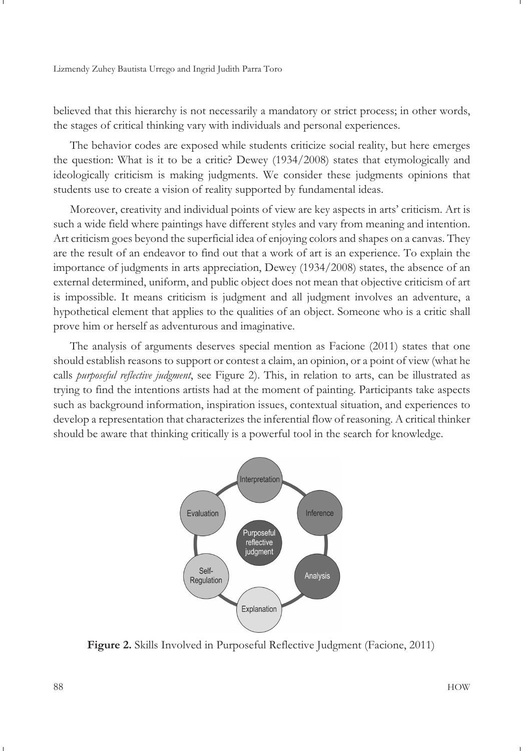believed that this hierarchy is not necessarily a mandatory or strict process; in other words, the stages of critical thinking vary with individuals and personal experiences.

The behavior codes are exposed while students criticize social reality, but here emerges the question: What is it to be a critic? Dewey (1934/2008) states that etymologically and ideologically criticism is making judgments. We consider these judgments opinions that students use to create a vision of reality supported by fundamental ideas.

Moreover, creativity and individual points of view are key aspects in arts' criticism. Art is such a wide field where paintings have different styles and vary from meaning and intention. Art criticism goes beyond the superficial idea of enjoying colors and shapes on a canvas. They are the result of an endeavor to find out that a work of art is an experience. To explain the importance of judgments in arts appreciation, Dewey (1934/2008) states, the absence of an external determined, uniform, and public object does not mean that objective criticism of art is impossible. It means criticism is judgment and all judgment involves an adventure, a hypothetical element that applies to the qualities of an object. Someone who is a critic shall prove him or herself as adventurous and imaginative.

The analysis of arguments deserves special mention as Facione (2011) states that one should establish reasons to support or contest a claim, an opinion, or a point of view (what he calls *purposeful reflective judgment*, see Figure 2). This, in relation to arts, can be illustrated as trying to find the intentions artists had at the moment of painting. Participants take aspects such as background information, inspiration issues, contextual situation, and experiences to develop a representation that characterizes the inferential flow of reasoning. A critical thinker should be aware that thinking critically is a powerful tool in the search for knowledge.

Interpretation

Evaluation

Inference

Purposeful reflective judgment

Self-Regulation

Analysis

Explanation

**Figure 2.** Skills Involved in Purposeful Reflective Judgment (Facione, 2011)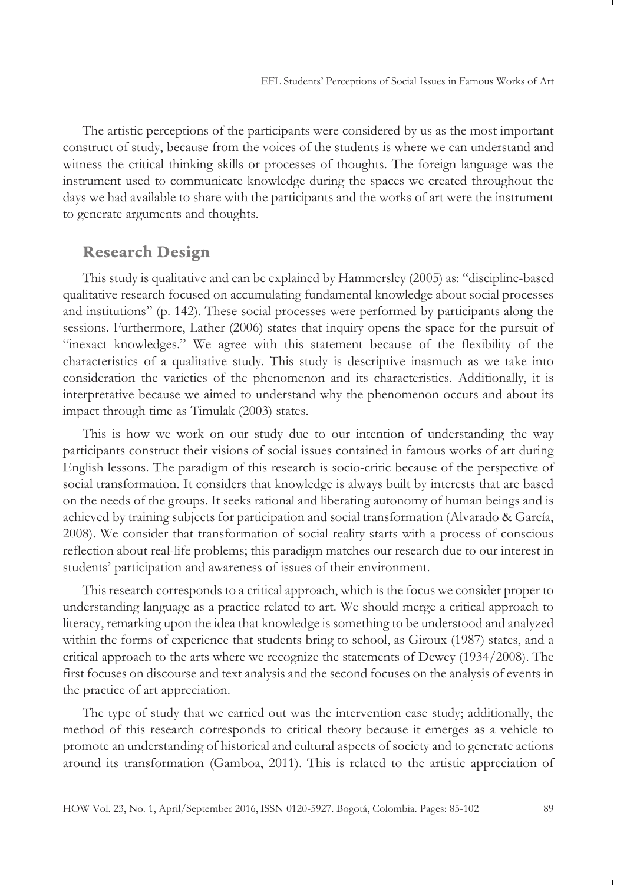The artistic perceptions of the participants were considered by us as the most important construct of study, because from the voices of the students is where we can understand and witness the critical thinking skills or processes of thoughts. The foreign language was the instrument used to communicate knowledge during the spaces we created throughout the days we had available to share with the participants and the works of art were the instrument to generate arguments and thoughts.

## Research Design

This study is qualitative and can be explained by Hammersley (2005) as: "discipline-based qualitative research focused on accumulating fundamental knowledge about social processes and institutions" (p. 142). These social processes were performed by participants along the sessions. Furthermore, Lather (2006) states that inquiry opens the space for the pursuit of "inexact knowledges." We agree with this statement because of the flexibility of the characteristics of a qualitative study. This study is descriptive inasmuch as we take into consideration the varieties of the phenomenon and its characteristics. Additionally, it is interpretative because we aimed to understand why the phenomenon occurs and about its impact through time as Timulak (2003) states.

This is how we work on our study due to our intention of understanding the way participants construct their visions of social issues contained in famous works of art during English lessons. The paradigm of this research is socio-critic because of the perspective of social transformation. It considers that knowledge is always built by interests that are based on the needs of the groups. It seeks rational and liberating autonomy of human beings and is achieved by training subjects for participation and social transformation (Alvarado & García, 2008). We consider that transformation of social reality starts with a process of conscious reflection about real-life problems; this paradigm matches our research due to our interest in students' participation and awareness of issues of their environment.

This research corresponds to a critical approach, which is the focus we consider proper to understanding language as a practice related to art. We should merge a critical approach to literacy, remarking upon the idea that knowledge is something to be understood and analyzed within the forms of experience that students bring to school, as Giroux (1987) states, and a critical approach to the arts where we recognize the statements of Dewey (1934/2008). The first focuses on discourse and text analysis and the second focuses on the analysis of events in the practice of art appreciation.

The type of study that we carried out was the intervention case study; additionally, the method of this research corresponds to critical theory because it emerges as a vehicle to promote an understanding of historical and cultural aspects of society and to generate actions around its transformation (Gamboa, 2011). This is related to the artistic appreciation of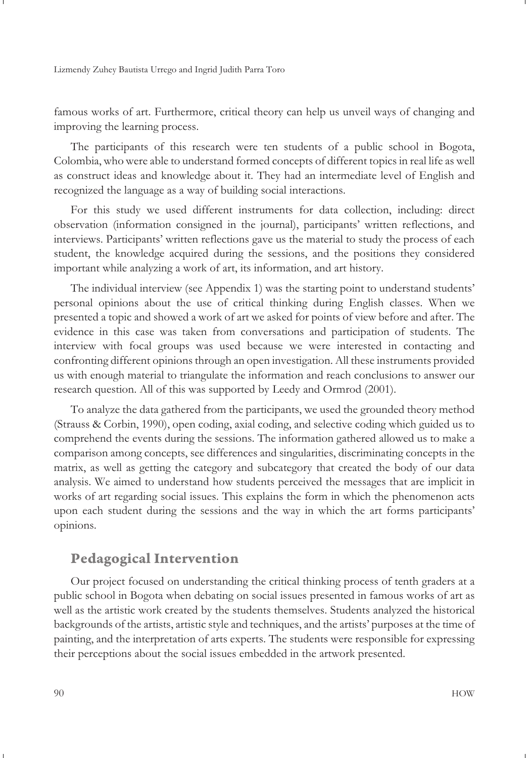famous works of art. Furthermore, critical theory can help us unveil ways of changing and improving the learning process.

The participants of this research were ten students of a public school in Bogota, Colombia, who were able to understand formed concepts of different topics in real life as well as construct ideas and knowledge about it. They had an intermediate level of English and recognized the language as a way of building social interactions.

For this study we used different instruments for data collection, including: direct observation (information consigned in the journal), participants' written reflections, and interviews. Participants' written reflections gave us the material to study the process of each student, the knowledge acquired during the sessions, and the positions they considered important while analyzing a work of art, its information, and art history.

The individual interview (see Appendix 1) was the starting point to understand students' personal opinions about the use of critical thinking during English classes. When we presented a topic and showed a work of art we asked for points of view before and after. The evidence in this case was taken from conversations and participation of students. The interview with focal groups was used because we were interested in contacting and confronting different opinions through an open investigation. All these instruments provided us with enough material to triangulate the information and reach conclusions to answer our research question. All of this was supported by Leedy and Ormrod (2001).

To analyze the data gathered from the participants, we used the grounded theory method (Strauss & Corbin, 1990), open coding, axial coding, and selective coding which guided us to comprehend the events during the sessions. The information gathered allowed us to make a comparison among concepts, see differences and singularities, discriminating concepts in the matrix, as well as getting the category and subcategory that created the body of our data analysis. We aimed to understand how students perceived the messages that are implicit in works of art regarding social issues. This explains the form in which the phenomenon acts upon each student during the sessions and the way in which the art forms participants' opinions.

## Pedagogical Intervention

Our project focused on understanding the critical thinking process of tenth graders at a public school in Bogota when debating on social issues presented in famous works of art as well as the artistic work created by the students themselves. Students analyzed the historical backgrounds of the artists, artistic style and techniques, and the artists' purposes at the time of painting, and the interpretation of arts experts. The students were responsible for expressing their perceptions about the social issues embedded in the artwork presented.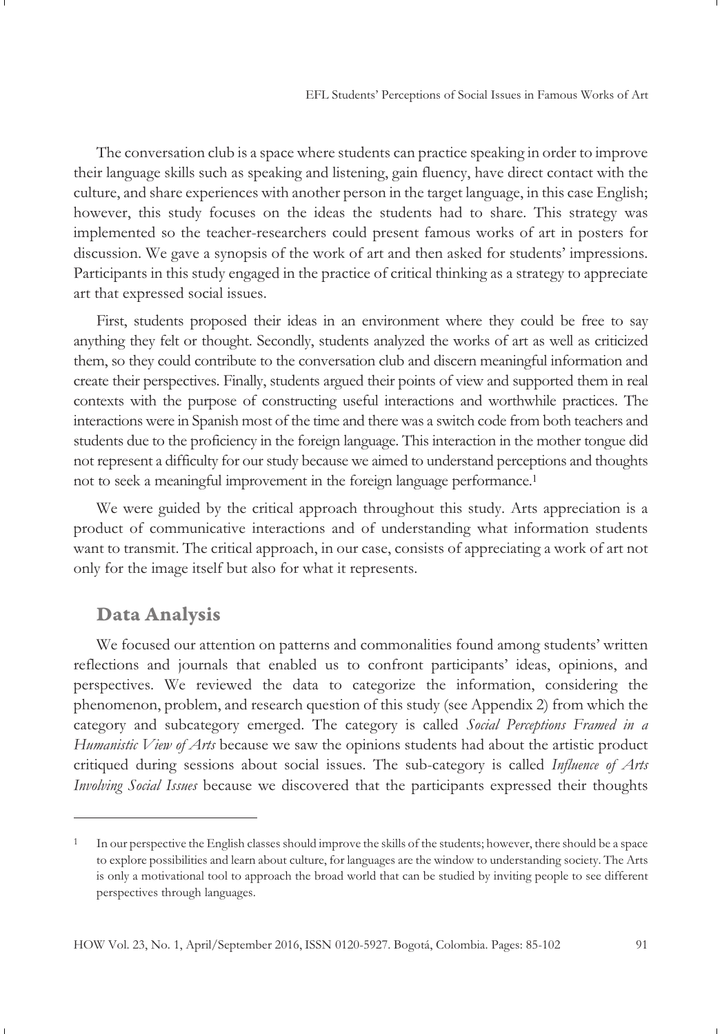The conversation club is a space where students can practice speaking in order to improve their language skills such as speaking and listening, gain fluency, have direct contact with the culture, and share experiences with another person in the target language, in this case English; however, this study focuses on the ideas the students had to share. This strategy was implemented so the teacher-researchers could present famous works of art in posters for discussion. We gave a synopsis of the work of art and then asked for students' impressions. Participants in this study engaged in the practice of critical thinking as a strategy to appreciate art that expressed social issues.

First, students proposed their ideas in an environment where they could be free to say anything they felt or thought. Secondly, students analyzed the works of art as well as criticized them, so they could contribute to the conversation club and discern meaningful information and create their perspectives. Finally, students argued their points of view and supported them in real contexts with the purpose of constructing useful interactions and worthwhile practices. The interactions were in Spanish most of the time and there was a switch code from both teachers and students due to the proficiency in the foreign language. This interaction in the mother tongue did not represent a difficulty for our study because we aimed to understand perceptions and thoughts not to seek a meaningful improvement in the foreign language performance.[1]

We were guided by the critical approach throughout this study. Arts appreciation is a product of communicative interactions and of understanding what information students want to transmit. The critical approach, in our case, consists of appreciating a work of art not only for the image itself but also for what it represents.

## Data Analysis

We focused our attention on patterns and commonalities found among students' written reflections and journals that enabled us to confront participants' ideas, opinions, and perspectives. We reviewed the data to categorize the information, considering the phenomenon, problem, and research question of this study (see Appendix 2) from which the category and subcategory emerged. The category is called *Social Perceptions Framed in a Humanistic View of Arts* because we saw the opinions students had about the artistic product critiqued during sessions about social issues. The sub-category is called *Influence of Arts Involving Social Issues* because we discovered that the participants expressed their thoughts

---

[1] In our perspective the English classes should improve the skills of the students; however, there should be a space to explore possibilities and learn about culture, for languages are the window to understanding society. The Arts is only a motivational tool to approach the broad world that can be studied by inviting people to see different perspectives through languages.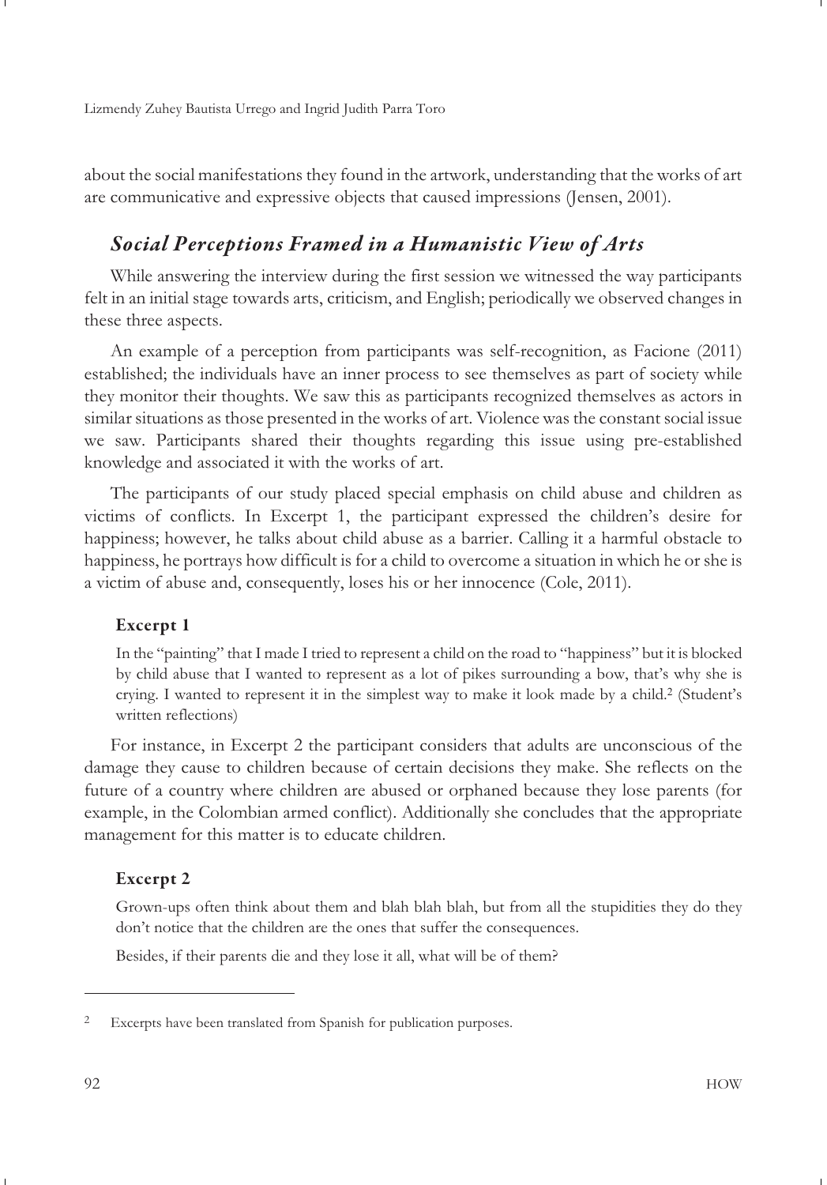about the social manifestations they found in the artwork, understanding that the works of art are communicative and expressive objects that caused impressions (Jensen, 2001).

## *Social Perceptions Framed in a Humanistic View of Arts*

While answering the interview during the first session we witnessed the way participants felt in an initial stage towards arts, criticism, and English; periodically we observed changes in these three aspects.

An example of a perception from participants was self-recognition, as Facione (2011) established; the individuals have an inner process to see themselves as part of society while they monitor their thoughts. We saw this as participants recognized themselves as actors in similar situations as those presented in the works of art. Violence was the constant social issue we saw. Participants shared their thoughts regarding this issue using pre-established knowledge and associated it with the works of art.

The participants of our study placed special emphasis on child abuse and children as victims of conflicts. In Excerpt 1, the participant expressed the children's desire for happiness; however, he talks about child abuse as a barrier. Calling it a harmful obstacle to happiness, he portrays how difficult is for a child to overcome a situation in which he or she is a victim of abuse and, consequently, loses his or her innocence (Cole, 2011).

### Excerpt 1

> In the "painting" that I made I tried to represent a child on the road to "happiness" but it is blocked by child abuse that I wanted to represent as a lot of pikes surrounding a bow, that's why she is crying. I wanted to represent it in the simplest way to make it look made by a child.[2] (Student's written reflections)

For instance, in Excerpt 2 the participant considers that adults are unconscious of the damage they cause to children because of certain decisions they make. She reflects on the future of a country where children are abused or orphaned because they lose parents (for example, in the Colombian armed conflict). Additionally she concludes that the appropriate management for this matter is to educate children.

### Excerpt 2

> Grown-ups often think about them and blah blah blah, but from all the stupidities they do they don't notice that the children are the ones that suffer the consequences.
>
> Besides, if their parents die and they lose it all, what will be of them?

---

[2] Excerpts have been translated from Spanish for publication purposes.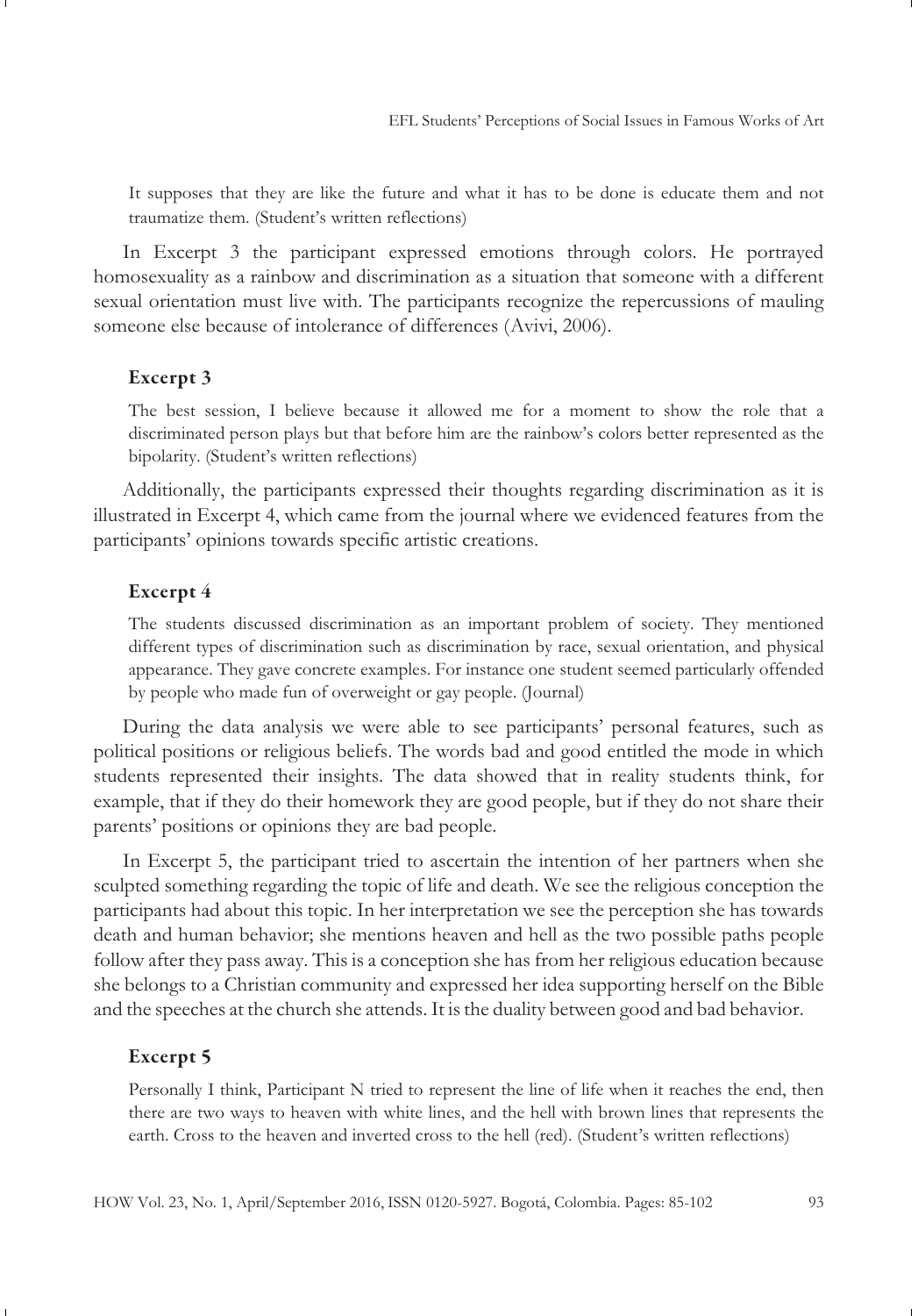It supposes that they are like the future and what it has to be done is educate them and not traumatize them. (Student's written reflections)

In Excerpt 3 the participant expressed emotions through colors. He portrayed homosexuality as a rainbow and discrimination as a situation that someone with a different sexual orientation must live with. The participants recognize the repercussions of mauling someone else because of intolerance of differences (Avivi, 2006).

#### Excerpt 3

> The best session, I believe because it allowed me for a moment to show the role that a discriminated person plays but that before him are the rainbow's colors better represented as the bipolarity. (Student's written reflections)

Additionally, the participants expressed their thoughts regarding discrimination as it is illustrated in Excerpt 4, which came from the journal where we evidenced features from the participants' opinions towards specific artistic creations.

#### Excerpt 4

> The students discussed discrimination as an important problem of society. They mentioned different types of discrimination such as discrimination by race, sexual orientation, and physical appearance. They gave concrete examples. For instance one student seemed particularly offended by people who made fun of overweight or gay people. (Journal)

During the data analysis we were able to see participants' personal features, such as political positions or religious beliefs. The words bad and good entitled the mode in which students represented their insights. The data showed that in reality students think, for example, that if they do their homework they are good people, but if they do not share their parents' positions or opinions they are bad people.

In Excerpt 5, the participant tried to ascertain the intention of her partners when she sculpted something regarding the topic of life and death. We see the religious conception the participants had about this topic. In her interpretation we see the perception she has towards death and human behavior; she mentions heaven and hell as the two possible paths people follow after they pass away. This is a conception she has from her religious education because she belongs to a Christian community and expressed her idea supporting herself on the Bible and the speeches at the church she attends. It is the duality between good and bad behavior.

#### Excerpt 5

> Personally I think, Participant N tried to represent the line of life when it reaches the end, then there are two ways to heaven with white lines, and the hell with brown lines that represents the earth. Cross to the heaven and inverted cross to the hell (red). (Student's written reflections)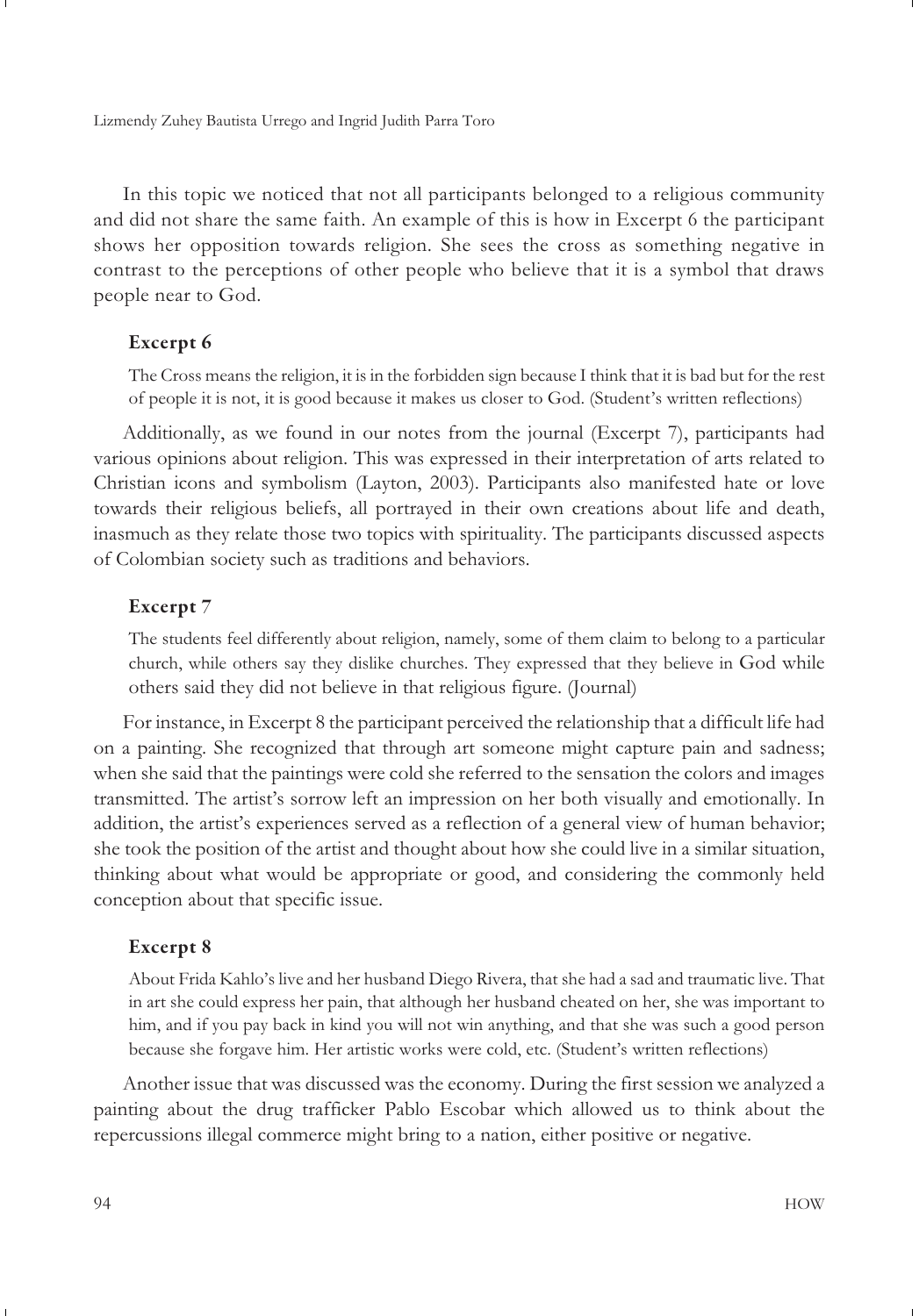In this topic we noticed that not all participants belonged to a religious community and did not share the same faith. An example of this is how in Excerpt 6 the participant shows her opposition towards religion. She sees the cross as something negative in contrast to the perceptions of other people who believe that it is a symbol that draws people near to God.

### Excerpt 6

> The Cross means the religion, it is in the forbidden sign because I think that it is bad but for the rest of people it is not, it is good because it makes us closer to God. (Student's written reflections)

Additionally, as we found in our notes from the journal (Excerpt 7), participants had various opinions about religion. This was expressed in their interpretation of arts related to Christian icons and symbolism (Layton, 2003). Participants also manifested hate or love towards their religious beliefs, all portrayed in their own creations about life and death, inasmuch as they relate those two topics with spirituality. The participants discussed aspects of Colombian society such as traditions and behaviors.

### Excerpt 7

> The students feel differently about religion, namely, some of them claim to belong to a particular church, while others say they dislike churches. They expressed that they believe in God while others said they did not believe in that religious figure. (Journal)

For instance, in Excerpt 8 the participant perceived the relationship that a difficult life had on a painting. She recognized that through art someone might capture pain and sadness; when she said that the paintings were cold she referred to the sensation the colors and images transmitted. The artist's sorrow left an impression on her both visually and emotionally. In addition, the artist's experiences served as a reflection of a general view of human behavior; she took the position of the artist and thought about how she could live in a similar situation, thinking about what would be appropriate or good, and considering the commonly held conception about that specific issue.

### Excerpt 8

> About Frida Kahlo's live and her husband Diego Rivera, that she had a sad and traumatic live. That in art she could express her pain, that although her husband cheated on her, she was important to him, and if you pay back in kind you will not win anything, and that she was such a good person because she forgave him. Her artistic works were cold, etc. (Student's written reflections)

Another issue that was discussed was the economy. During the first session we analyzed a painting about the drug trafficker Pablo Escobar which allowed us to think about the repercussions illegal commerce might bring to a nation, either positive or negative.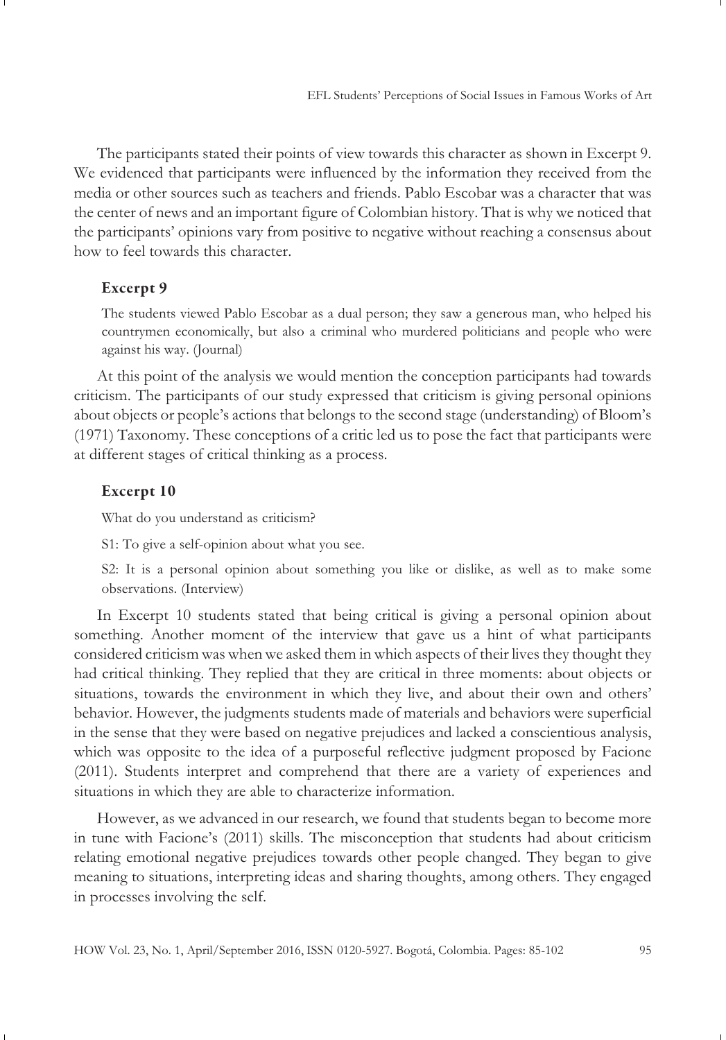The participants stated their points of view towards this character as shown in Excerpt 9. We evidenced that participants were influenced by the information they received from the media or other sources such as teachers and friends. Pablo Escobar was a character that was the center of news and an important figure of Colombian history. That is why we noticed that the participants' opinions vary from positive to negative without reaching a consensus about how to feel towards this character.

### Excerpt 9

> The students viewed Pablo Escobar as a dual person; they saw a generous man, who helped his countrymen economically, but also a criminal who murdered politicians and people who were against his way. (Journal)

At this point of the analysis we would mention the conception participants had towards criticism. The participants of our study expressed that criticism is giving personal opinions about objects or people's actions that belongs to the second stage (understanding) of Bloom's (1971) Taxonomy. These conceptions of a critic led us to pose the fact that participants were at different stages of critical thinking as a process.

### Excerpt 10

> What do you understand as criticism?
>
> S1: To give a self-opinion about what you see.
>
> S2: It is a personal opinion about something you like or dislike, as well as to make some observations. (Interview)

In Excerpt 10 students stated that being critical is giving a personal opinion about something. Another moment of the interview that gave us a hint of what participants considered criticism was when we asked them in which aspects of their lives they thought they had critical thinking. They replied that they are critical in three moments: about objects or situations, towards the environment in which they live, and about their own and others' behavior. However, the judgments students made of materials and behaviors were superficial in the sense that they were based on negative prejudices and lacked a conscientious analysis, which was opposite to the idea of a purposeful reflective judgment proposed by Facione (2011). Students interpret and comprehend that there are a variety of experiences and situations in which they are able to characterize information.

However, as we advanced in our research, we found that students began to become more in tune with Facione's (2011) skills. The misconception that students had about criticism relating emotional negative prejudices towards other people changed. They began to give meaning to situations, interpreting ideas and sharing thoughts, among others. They engaged in processes involving the self.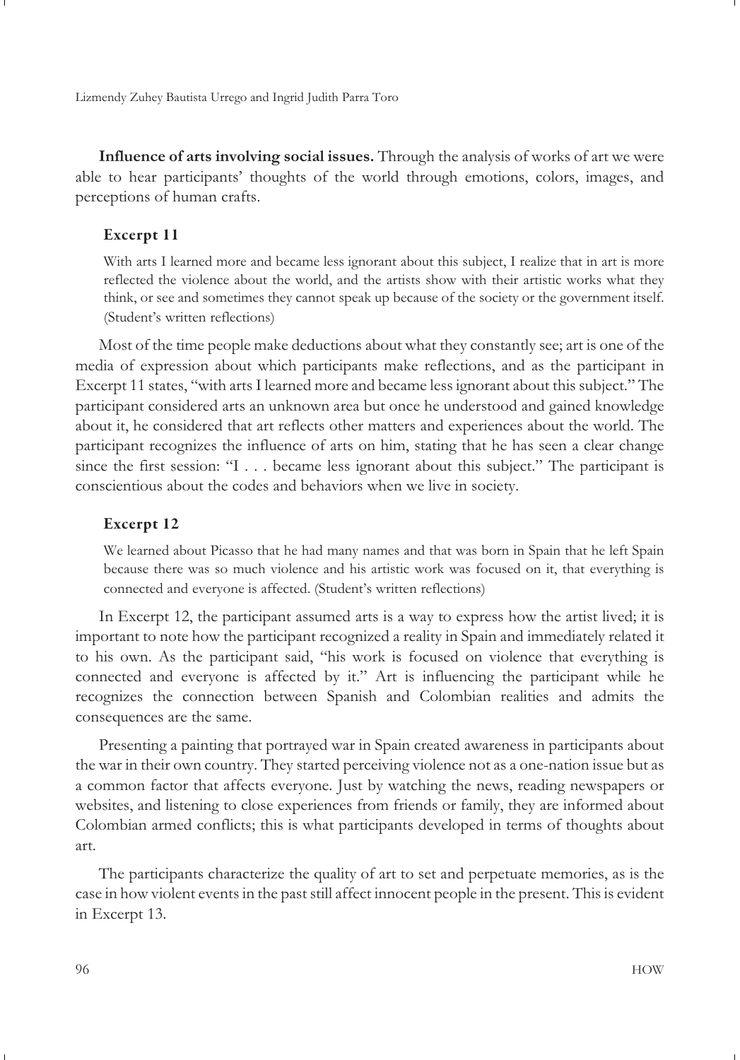**Influence of arts involving social issues.** Through the analysis of works of art we were able to hear participants' thoughts of the world through emotions, colors, images, and perceptions of human crafts.

### Excerpt 11

> With arts I learned more and became less ignorant about this subject, I realize that in art is more reflected the violence about the world, and the artists show with their artistic works what they think, or see and sometimes they cannot speak up because of the society or the government itself. (Student's written reflections)

Most of the time people make deductions about what they constantly see; art is one of the media of expression about which participants make reflections, and as the participant in Excerpt 11 states, "with arts I learned more and became less ignorant about this subject." The participant considered arts an unknown area but once he understood and gained knowledge about it, he considered that art reflects other matters and experiences about the world. The participant recognizes the influence of arts on him, stating that he has seen a clear change since the first session: "I . . . became less ignorant about this subject." The participant is conscientious about the codes and behaviors when we live in society.

### Excerpt 12

> We learned about Picasso that he had many names and that was born in Spain that he left Spain because there was so much violence and his artistic work was focused on it, that everything is connected and everyone is affected. (Student's written reflections)

In Excerpt 12, the participant assumed arts is a way to express how the artist lived; it is important to note how the participant recognized a reality in Spain and immediately related it to his own. As the participant said, "his work is focused on violence that everything is connected and everyone is affected by it." Art is influencing the participant while he recognizes the connection between Spanish and Colombian realities and admits the consequences are the same.

Presenting a painting that portrayed war in Spain created awareness in participants about the war in their own country. They started perceiving violence not as a one-nation issue but as a common factor that affects everyone. Just by watching the news, reading newspapers or websites, and listening to close experiences from friends or family, they are informed about Colombian armed conflicts; this is what participants developed in terms of thoughts about art.

The participants characterize the quality of art to set and perpetuate memories, as is the case in how violent events in the past still affect innocent people in the present. This is evident in Excerpt 13.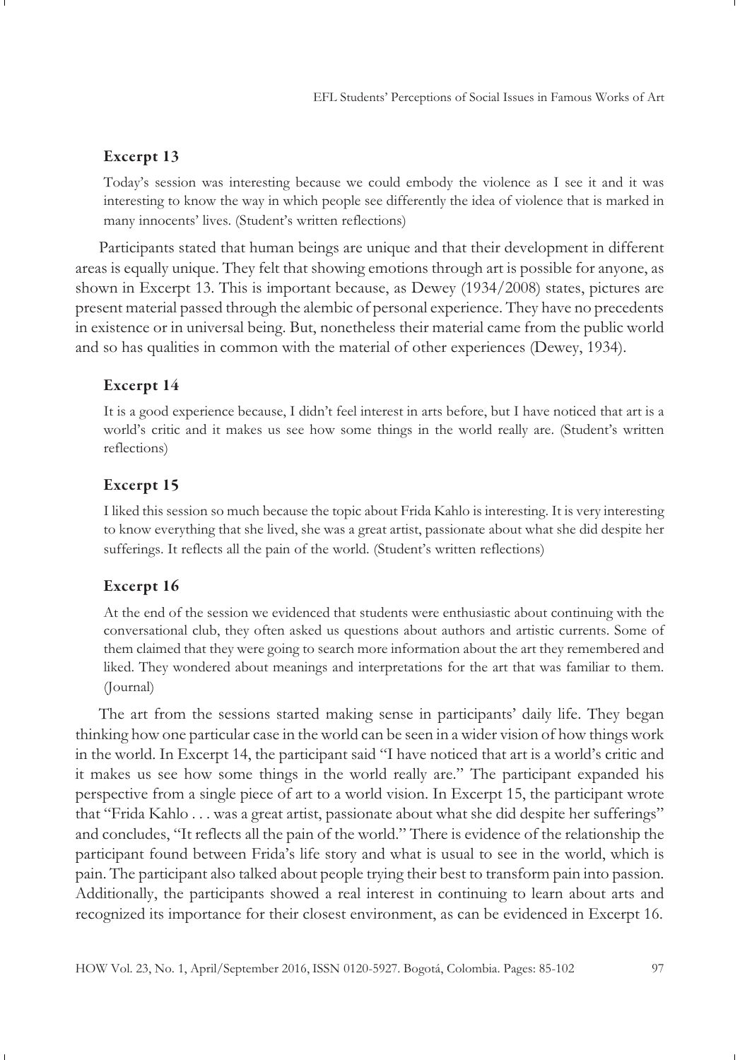### Excerpt 13

> Today's session was interesting because we could embody the violence as I see it and it was interesting to know the way in which people see differently the idea of violence that is marked in many innocents' lives. (Student's written reflections)

Participants stated that human beings are unique and that their development in different areas is equally unique. They felt that showing emotions through art is possible for anyone, as shown in Excerpt 13. This is important because, as Dewey (1934/2008) states, pictures are present material passed through the alembic of personal experience. They have no precedents in existence or in universal being. But, nonetheless their material came from the public world and so has qualities in common with the material of other experiences (Dewey, 1934).

### Excerpt 14

> It is a good experience because, I didn't feel interest in arts before, but I have noticed that art is a world's critic and it makes us see how some things in the world really are. (Student's written reflections)

### Excerpt 15

> I liked this session so much because the topic about Frida Kahlo is interesting. It is very interesting to know everything that she lived, she was a great artist, passionate about what she did despite her sufferings. It reflects all the pain of the world. (Student's written reflections)

### Excerpt 16

> At the end of the session we evidenced that students were enthusiastic about continuing with the conversational club, they often asked us questions about authors and artistic currents. Some of them claimed that they were going to search more information about the art they remembered and liked. They wondered about meanings and interpretations for the art that was familiar to them. (Journal)

The art from the sessions started making sense in participants' daily life. They began thinking how one particular case in the world can be seen in a wider vision of how things work in the world. In Excerpt 14, the participant said "I have noticed that art is a world's critic and it makes us see how some things in the world really are." The participant expanded his perspective from a single piece of art to a world vision. In Excerpt 15, the participant wrote that "Frida Kahlo . . . was a great artist, passionate about what she did despite her sufferings" and concludes, "It reflects all the pain of the world." There is evidence of the relationship the participant found between Frida's life story and what is usual to see in the world, which is pain. The participant also talked about people trying their best to transform pain into passion. Additionally, the participants showed a real interest in continuing to learn about arts and recognized its importance for their closest environment, as can be evidenced in Excerpt 16.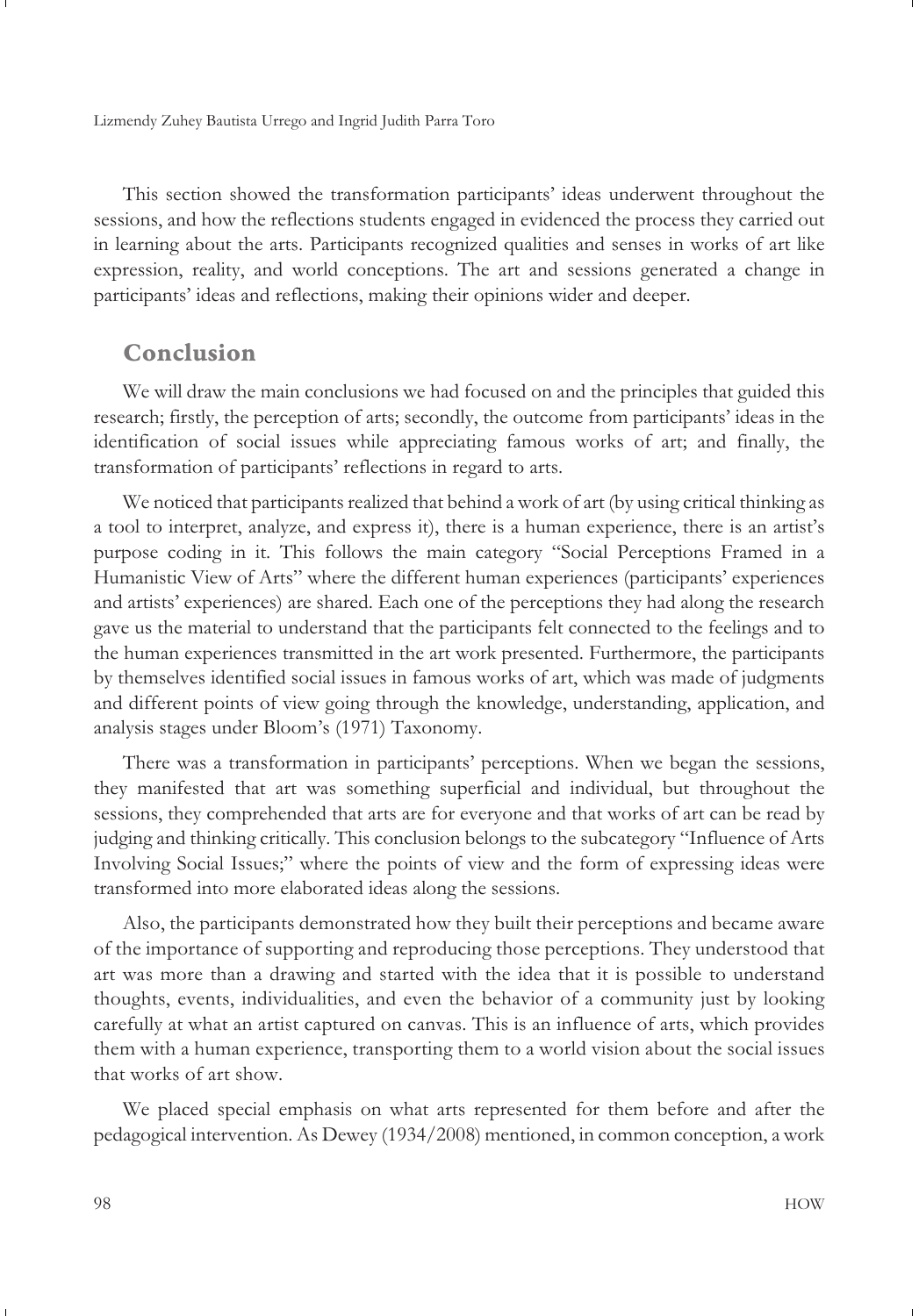This section showed the transformation participants' ideas underwent throughout the sessions, and how the reflections students engaged in evidenced the process they carried out in learning about the arts. Participants recognized qualities and senses in works of art like expression, reality, and world conceptions. The art and sessions generated a change in participants' ideas and reflections, making their opinions wider and deeper.

## Conclusion

We will draw the main conclusions we had focused on and the principles that guided this research; firstly, the perception of arts; secondly, the outcome from participants' ideas in the identification of social issues while appreciating famous works of art; and finally, the transformation of participants' reflections in regard to arts.

We noticed that participants realized that behind a work of art (by using critical thinking as a tool to interpret, analyze, and express it), there is a human experience, there is an artist's purpose coding in it. This follows the main category "Social Perceptions Framed in a Humanistic View of Arts" where the different human experiences (participants' experiences and artists' experiences) are shared. Each one of the perceptions they had along the research gave us the material to understand that the participants felt connected to the feelings and to the human experiences transmitted in the art work presented. Furthermore, the participants by themselves identified social issues in famous works of art, which was made of judgments and different points of view going through the knowledge, understanding, application, and analysis stages under Bloom's (1971) Taxonomy.

There was a transformation in participants' perceptions. When we began the sessions, they manifested that art was something superficial and individual, but throughout the sessions, they comprehended that arts are for everyone and that works of art can be read by judging and thinking critically. This conclusion belongs to the subcategory "Influence of Arts Involving Social Issues;" where the points of view and the form of expressing ideas were transformed into more elaborated ideas along the sessions.

Also, the participants demonstrated how they built their perceptions and became aware of the importance of supporting and reproducing those perceptions. They understood that art was more than a drawing and started with the idea that it is possible to understand thoughts, events, individualities, and even the behavior of a community just by looking carefully at what an artist captured on canvas. This is an influence of arts, which provides them with a human experience, transporting them to a world vision about the social issues that works of art show.

We placed special emphasis on what arts represented for them before and after the pedagogical intervention. As Dewey (1934/2008) mentioned, in common conception, a work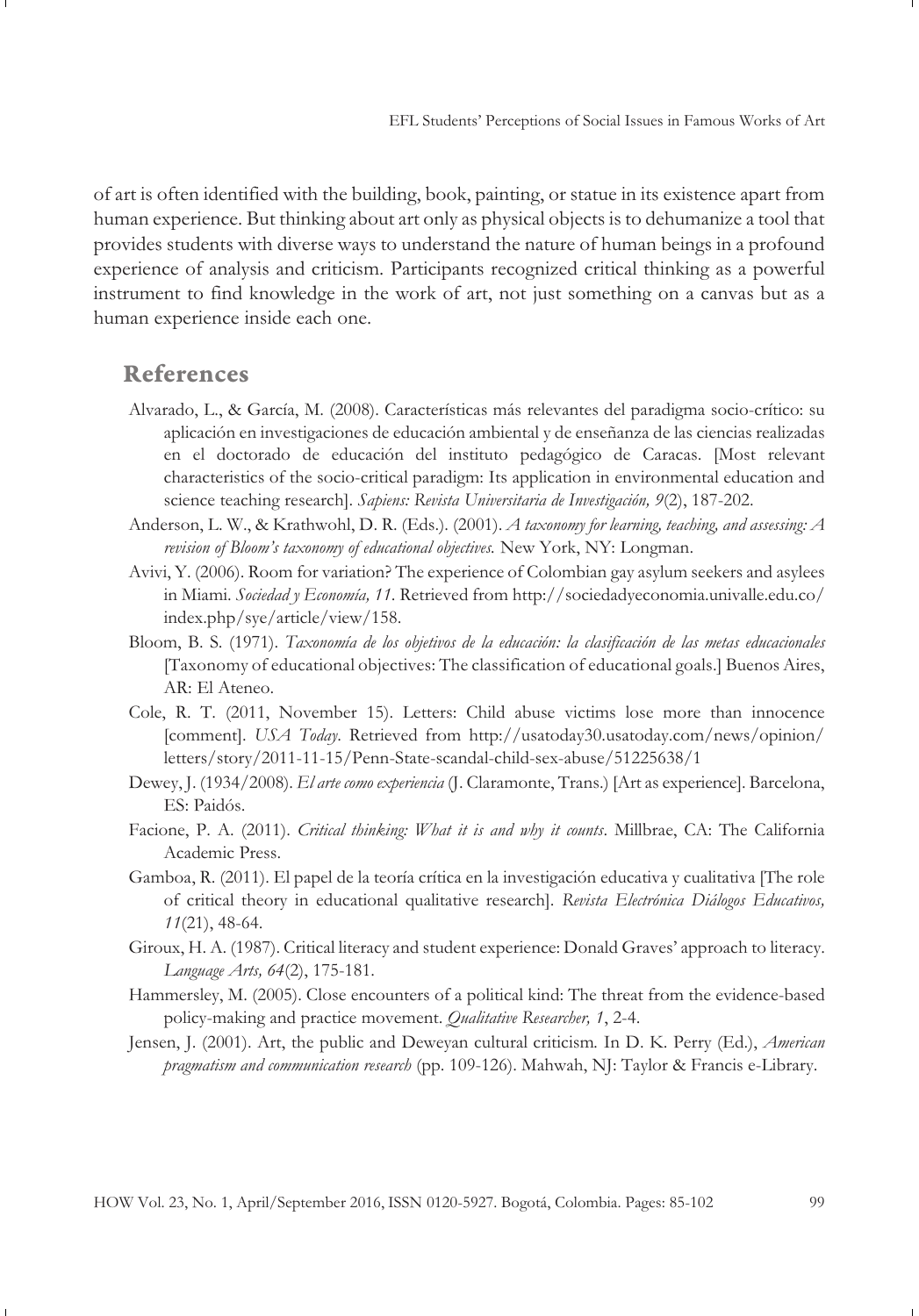of art is often identified with the building, book, painting, or statue in its existence apart from human experience. But thinking about art only as physical objects is to dehumanize a tool that provides students with diverse ways to understand the nature of human beings in a profound experience of analysis and criticism. Participants recognized critical thinking as a powerful instrument to find knowledge in the work of art, not just something on a canvas but as a human experience inside each one.

## References

Alvarado, L., & García, M. (2008). Características más relevantes del paradigma socio-crítico: su aplicación en investigaciones de educación ambiental y de enseñanza de las ciencias realizadas en el doctorado de educación del instituto pedagógico de Caracas. [Most relevant characteristics of the socio-critical paradigm: Its application in environmental education and science teaching research]. *Sapiens: Revista Universitaria de Investigación, 9*(2), 187-202.

Anderson, L. W., & Krathwohl, D. R. (Eds.). (2001). *A taxonomy for learning, teaching, and assessing: A revision of Bloom's taxonomy of educational objectives.* New York, NY: Longman.

Avivi, Y. (2006). Room for variation? The experience of Colombian gay asylum seekers and asylees in Miami. *Sociedad y Economía, 11*. Retrieved from http://sociedadyeconomia.univalle.edu.co/index.php/sye/article/view/158.

Bloom, B. S. (1971). *Taxonomía de los objetivos de la educación: la clasificación de las metas educacionales* [Taxonomy of educational objectives: The classification of educational goals.] Buenos Aires, AR: El Ateneo.

Cole, R. T. (2011, November 15). Letters: Child abuse victims lose more than innocence [comment]. *USA Today*. Retrieved from http://usatoday30.usatoday.com/news/opinion/letters/story/2011-11-15/Penn-State-scandal-child-sex-abuse/51225638/1

Dewey, J. (1934/2008). *El arte como experiencia* (J. Claramonte, Trans.) [Art as experience]. Barcelona, ES: Paidós.

Facione, P. A. (2011). *Critical thinking: What it is and why it counts*. Millbrae, CA: The California Academic Press.

Gamboa, R. (2011). El papel de la teoría crítica en la investigación educativa y cualitativa [The role of critical theory in educational qualitative research]. *Revista Electrónica Diálogos Educativos, 11*(21), 48-64.

Giroux, H. A. (1987). Critical literacy and student experience: Donald Graves' approach to literacy. *Language Arts, 64*(2), 175-181.

Hammersley, M. (2005). Close encounters of a political kind: The threat from the evidence-based policy-making and practice movement. *Qualitative Researcher, 1*, 2-4.

Jensen, J. (2001). Art, the public and Deweyan cultural criticism. In D. K. Perry (Ed.), *American pragmatism and communication research* (pp. 109-126). Mahwah, NJ: Taylor & Francis e-Library.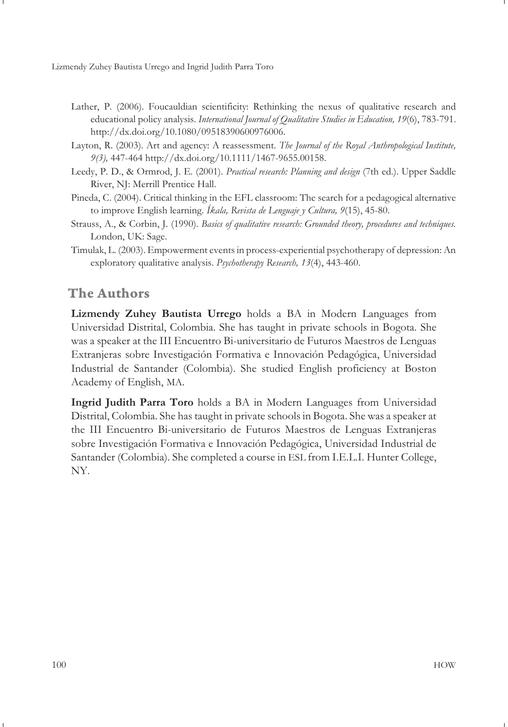Lather, P. (2006). Foucauldian scientificity: Rethinking the nexus of qualitative research and educational policy analysis. *International Journal of Qualitative Studies in Education, 19*(6), 783-791. http://dx.doi.org/10.1080/09518390600976006.

Layton, R. (2003). Art and agency: A reassessment. *The Journal of the Royal Anthropological Institute, 9(3),* 447-464 http://dx.doi.org/10.1111/1467-9655.00158.

Leedy, P. D., & Ormrod, J. E. (2001). *Practical research: Planning and design* (7th ed.). Upper Saddle River, NJ: Merrill Prentice Hall.

Pineda, C. (2004). Critical thinking in the EFL classroom: The search for a pedagogical alternative to improve English learning. *Íkala, Revista de Lenguaje y Cultura, 9*(15), 45-80.

Strauss, A., & Corbin, J. (1990). *Basics of qualitative research: Grounded theory, procedures and techniques.* London, UK: Sage.

Timulak, L. (2003). Empowerment events in process-experiential psychotherapy of depression: An exploratory qualitative analysis. *Psychotherapy Research, 13*(4), 443-460.

## The Authors

**Lizmendy Zuhey Bautista Urrego** holds a BA in Modern Languages from Universidad Distrital, Colombia. She has taught in private schools in Bogota. She was a speaker at the III Encuentro Bi-universitario de Futuros Maestros de Lenguas Extranjeras sobre Investigación Formativa e Innovación Pedagógica, Universidad Industrial de Santander (Colombia). She studied English proficiency at Boston Academy of English, MA.

**Ingrid Judith Parra Toro** holds a BA in Modern Languages from Universidad Distrital, Colombia. She has taught in private schools in Bogota. She was a speaker at the III Encuentro Bi-universitario de Futuros Maestros de Lenguas Extranjeras sobre Investigación Formativa e Innovación Pedagógica, Universidad Industrial de Santander (Colombia). She completed a course in ESL from I.E.L.I. Hunter College, NY.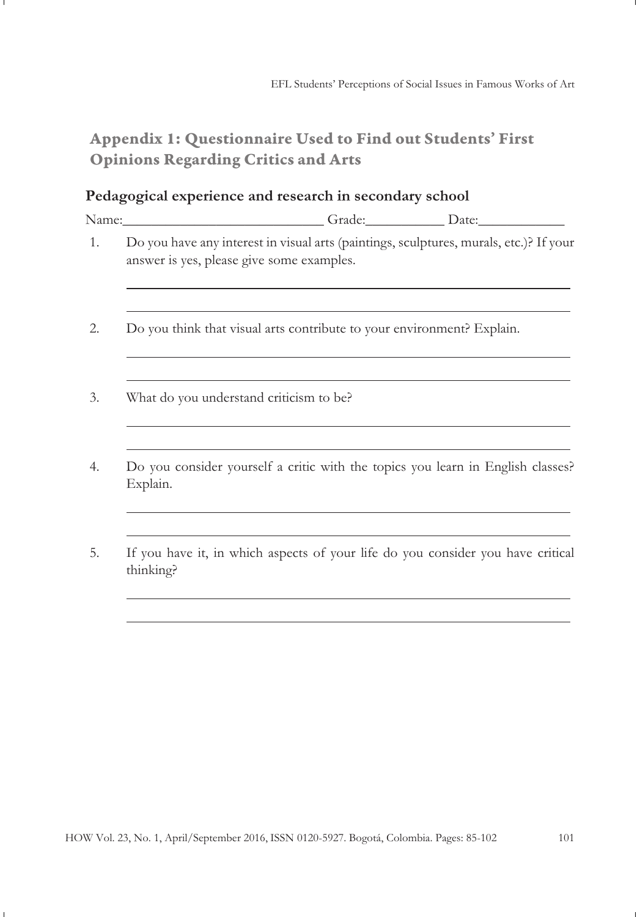## Appendix 1: Questionnaire Used to Find out Students' First Opinions Regarding Critics and Arts

### Pedagogical experience and research in secondary school

Name:____________________________ Grade:___________ Date:____________

1. Do you have any interest in visual arts (paintings, sculptures, murals, etc.)? If your answer is yes, please give some examples.

   ______________________________________________________________

   ______________________________________________________________

2. Do you think that visual arts contribute to your environment? Explain.

   ______________________________________________________________

   ______________________________________________________________

3. What do you understand criticism to be?

   ______________________________________________________________

   ______________________________________________________________

4. Do you consider yourself a critic with the topics you learn in English classes? Explain.

   ______________________________________________________________

   ______________________________________________________________

5. If you have it, in which aspects of your life do you consider you have critical thinking?

   ______________________________________________________________

   ______________________________________________________________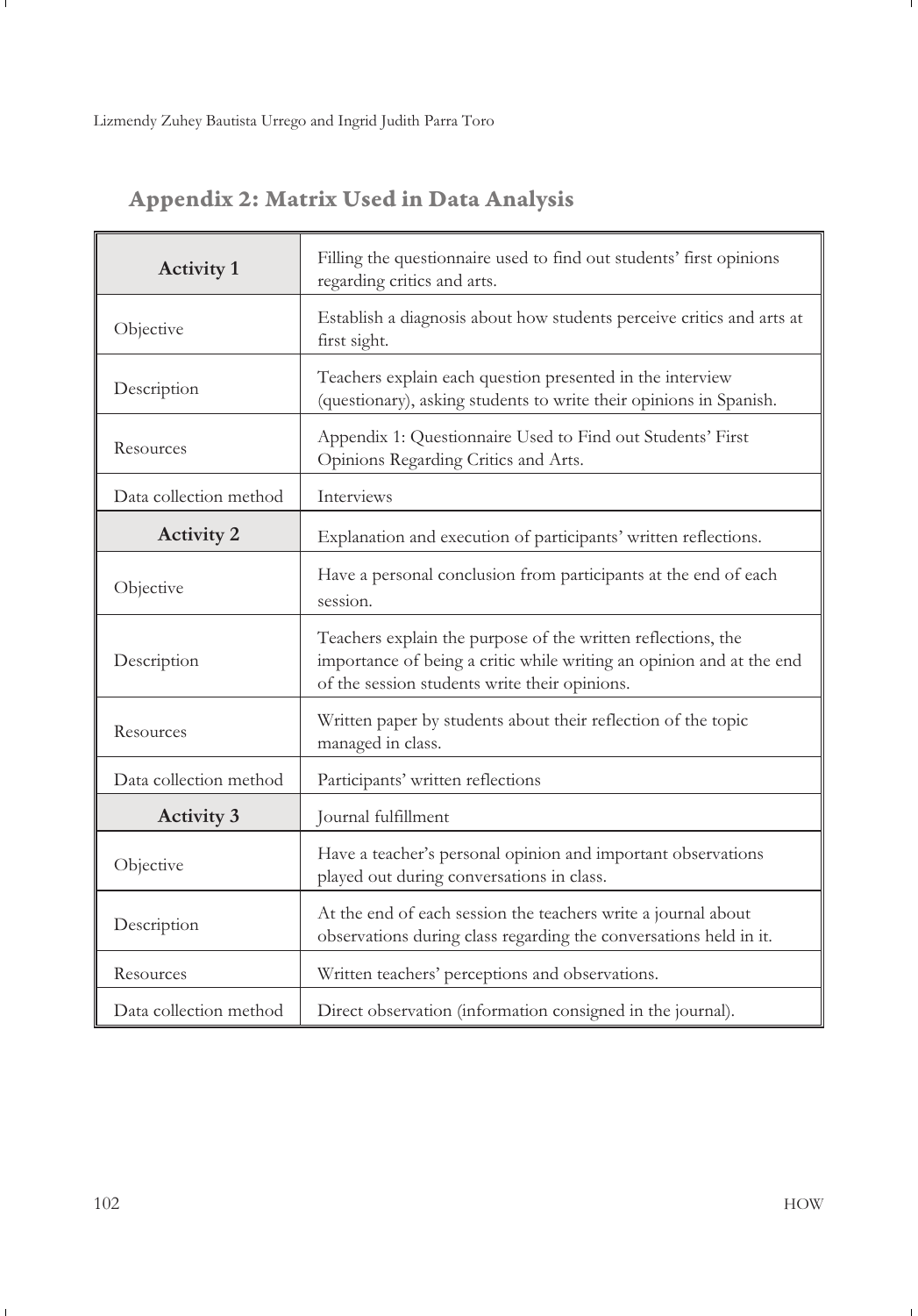## Appendix 2: Matrix Used in Data Analysis

| | |
|---|---|
| **Activity 1** | Filling the questionnaire used to find out students' first opinions regarding critics and arts. |
| Objective | Establish a diagnosis about how students perceive critics and arts at first sight. |
| Description | Teachers explain each question presented in the interview (questionary), asking students to write their opinions in Spanish. |
| Resources | Appendix 1: Questionnaire Used to Find out Students' First Opinions Regarding Critics and Arts. |
| Data collection method | Interviews |
| **Activity 2** | Explanation and execution of participants' written reflections. |
| Objective | Have a personal conclusion from participants at the end of each session. |
| Description | Teachers explain the purpose of the written reflections, the importance of being a critic while writing an opinion and at the end of the session students write their opinions. |
| Resources | Written paper by students about their reflection of the topic managed in class. |
| Data collection method | Participants' written reflections |
| **Activity 3** | Journal fulfillment |
| Objective | Have a teacher's personal opinion and important observations played out during conversations in class. |
| Description | At the end of each session the teachers write a journal about observations during class regarding the conversations held in it. |
| Resources | Written teachers' perceptions and observations. |
| Data collection method | Direct observation (information consigned in the journal). |